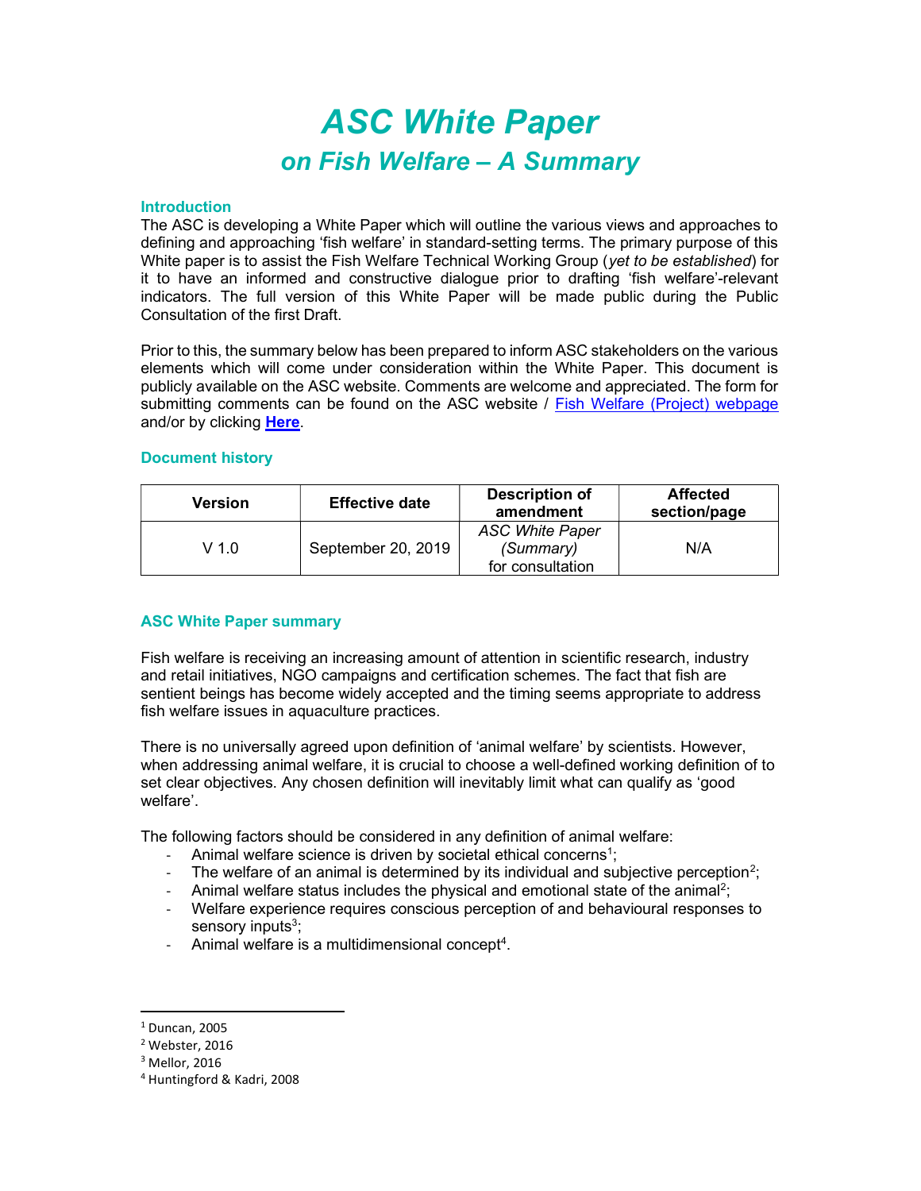# ASC White Paper

## on Fish Welfare – A Summary

### Introduction

The ASC is developing a White Paper which will outline the various views and approaches to defining and approaching 'fish welfare' in standard-setting terms. The primary purpose of this White paper is to assist the Fish Welfare Technical Working Group (*yet to be established*) for it to have an informed and constructive dialogue prior to drafting 'fish welfare'-relevant indicators. The full version of this White Paper will be made public during the Public Consultation of the first Draft.

Prior to this, the summary below has been prepared to inform ASC stakeholders on the various elements which will come under consideration within the White Paper. This document is publicly available on the ASC website. Comments are welcome and appreciated. The form for submitting comments can be found on the ASC website / Fish Welfare (Project) webpage and/or by clicking **Here**.

### Document history

| Version | Effective date | Description of amendment | Affected section/page |
|---|---|---|---|
| V 1.0 | September 20, 2019 | *ASC White Paper (Summary)* for consultation | N/A |

### ASC White Paper summary

Fish welfare is receiving an increasing amount of attention in scientific research, industry and retail initiatives, NGO campaigns and certification schemes. The fact that fish are sentient beings has become widely accepted and the timing seems appropriate to address fish welfare issues in aquaculture practices.

There is no universally agreed upon definition of 'animal welfare' by scientists. However, when addressing animal welfare, it is crucial to choose a well-defined working definition of to set clear objectives. Any chosen definition will inevitably limit what can qualify as 'good welfare'.

The following factors should be considered in any definition of animal welfare:

- Animal welfare science is driven by societal ethical concerns[1];
- The welfare of an animal is determined by its individual and subjective perception[2];
- Animal welfare status includes the physical and emotional state of the animal[2];
- Welfare experience requires conscious perception of and behavioural responses to sensory inputs[3];
- Animal welfare is a multidimensional concept[4].

[1] Duncan, 2005
[2] Webster, 2016
[3] Mellor, 2016
[4] Huntingford & Kadri, 2008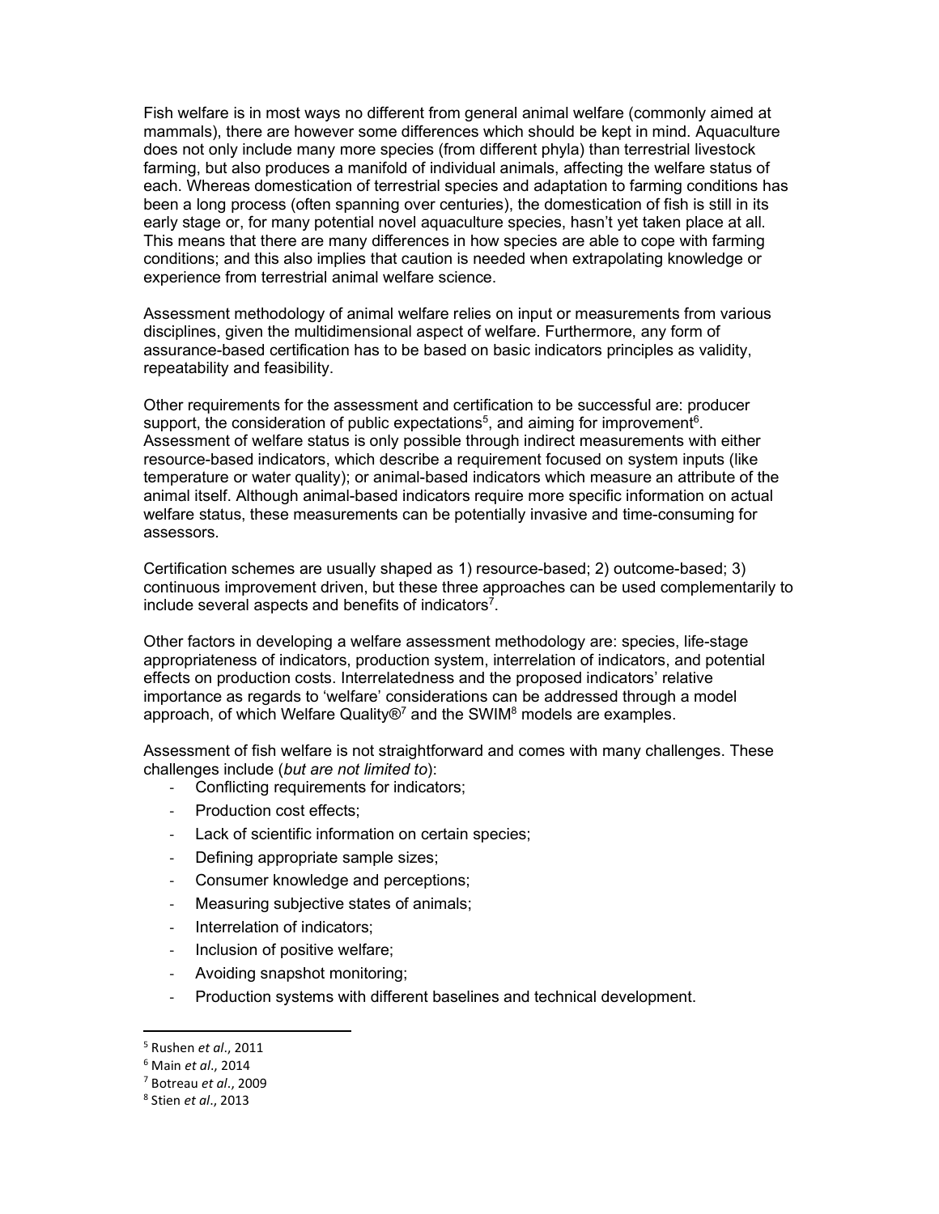Fish welfare is in most ways no different from general animal welfare (commonly aimed at mammals), there are however some differences which should be kept in mind. Aquaculture does not only include many more species (from different phyla) than terrestrial livestock farming, but also produces a manifold of individual animals, affecting the welfare status of each. Whereas domestication of terrestrial species and adaptation to farming conditions has been a long process (often spanning over centuries), the domestication of fish is still in its early stage or, for many potential novel aquaculture species, hasn't yet taken place at all. This means that there are many differences in how species are able to cope with farming conditions; and this also implies that caution is needed when extrapolating knowledge or experience from terrestrial animal welfare science.

Assessment methodology of animal welfare relies on input or measurements from various disciplines, given the multidimensional aspect of welfare. Furthermore, any form of assurance-based certification has to be based on basic indicators principles as validity, repeatability and feasibility.

Other requirements for the assessment and certification to be successful are: producer support, the consideration of public expectations[5], and aiming for improvement[6]. Assessment of welfare status is only possible through indirect measurements with either resource-based indicators, which describe a requirement focused on system inputs (like temperature or water quality); or animal-based indicators which measure an attribute of the animal itself. Although animal-based indicators require more specific information on actual welfare status, these measurements can be potentially invasive and time-consuming for assessors.

Certification schemes are usually shaped as 1) resource-based; 2) outcome-based; 3) continuous improvement driven, but these three approaches can be used complementarily to include several aspects and benefits of indicators[7].

Other factors in developing a welfare assessment methodology are: species, life-stage appropriateness of indicators, production system, interrelation of indicators, and potential effects on production costs. Interrelatedness and the proposed indicators' relative importance as regards to 'welfare' considerations can be addressed through a model approach, of which Welfare Quality®[7] and the SWIM[8] models are examples.

Assessment of fish welfare is not straightforward and comes with many challenges. These challenges include (*but are not limited to*):

- Conflicting requirements for indicators;
- Production cost effects;
- Lack of scientific information on certain species;
- Defining appropriate sample sizes;
- Consumer knowledge and perceptions;
- Measuring subjective states of animals;
- Interrelation of indicators;
- Inclusion of positive welfare;
- Avoiding snapshot monitoring;
- Production systems with different baselines and technical development.

---

[5] Rushen *et al*., 2011

[6] Main *et al*., 2014

[7] Botreau *et al*., 2009

[8] Stien *et al*., 2013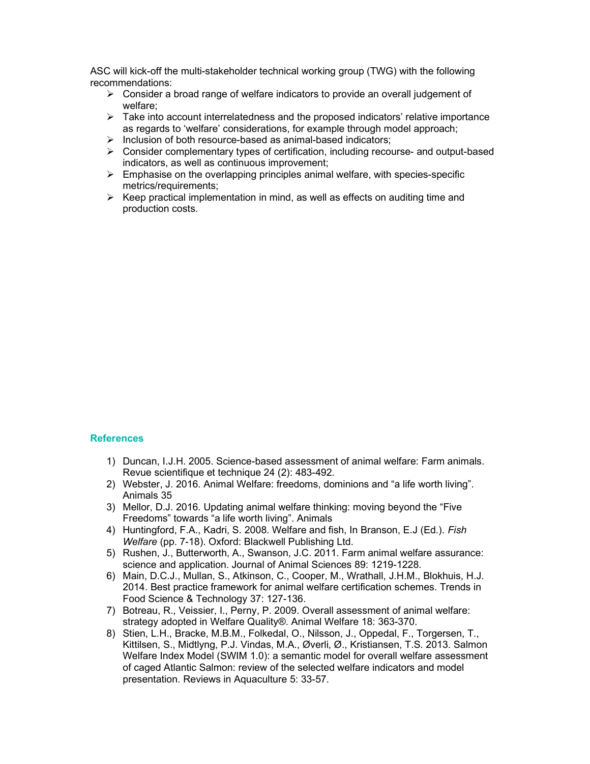ASC will kick-off the multi-stakeholder technical working group (TWG) with the following recommendations:

- Consider a broad range of welfare indicators to provide an overall judgement of welfare;
- Take into account interrelatedness and the proposed indicators' relative importance as regards to 'welfare' considerations, for example through model approach;
- Inclusion of both resource-based as animal-based indicators;
- Consider complementary types of certification, including recourse- and output-based indicators, as well as continuous improvement;
- Emphasise on the overlapping principles animal welfare, with species-specific metrics/requirements;
- Keep practical implementation in mind, as well as effects on auditing time and production costs.

## References

1) Duncan, I.J.H. 2005. Science-based assessment of animal welfare: Farm animals. Revue scientifique et technique 24 (2): 483-492.
2) Webster, J. 2016. Animal Welfare: freedoms, dominions and "a life worth living". Animals 35
3) Mellor, D.J. 2016. Updating animal welfare thinking: moving beyond the "Five Freedoms" towards "a life worth living". Animals
4) Huntingford, F.A., Kadri, S. 2008. Welfare and fish, In Branson, E.J (Ed.). *Fish Welfare* (pp. 7-18). Oxford: Blackwell Publishing Ltd.
5) Rushen, J., Butterworth, A., Swanson, J.C. 2011. Farm animal welfare assurance: science and application. Journal of Animal Sciences 89: 1219-1228.
6) Main, D.C.J., Mullan, S., Atkinson, C., Cooper, M., Wrathall, J.H.M., Blokhuis, H.J. 2014. Best practice framework for animal welfare certification schemes. Trends in Food Science & Technology 37: 127-136.
7) Botreau, R., Veissier, I., Perny, P. 2009. Overall assessment of animal welfare: strategy adopted in Welfare Quality®. Animal Welfare 18: 363-370.
8) Stien, L.H., Bracke, M.B.M., Folkedal, O., Nilsson, J., Oppedal, F., Torgersen, T., Kittilsen, S., Midtlyng, P.J. Vindas, M.A., Øverli, Ø., Kristiansen, T.S. 2013. Salmon Welfare Index Model (SWIM 1.0): a semantic model for overall welfare assessment of caged Atlantic Salmon: review of the selected welfare indicators and model presentation. Reviews in Aquaculture 5: 33-57.